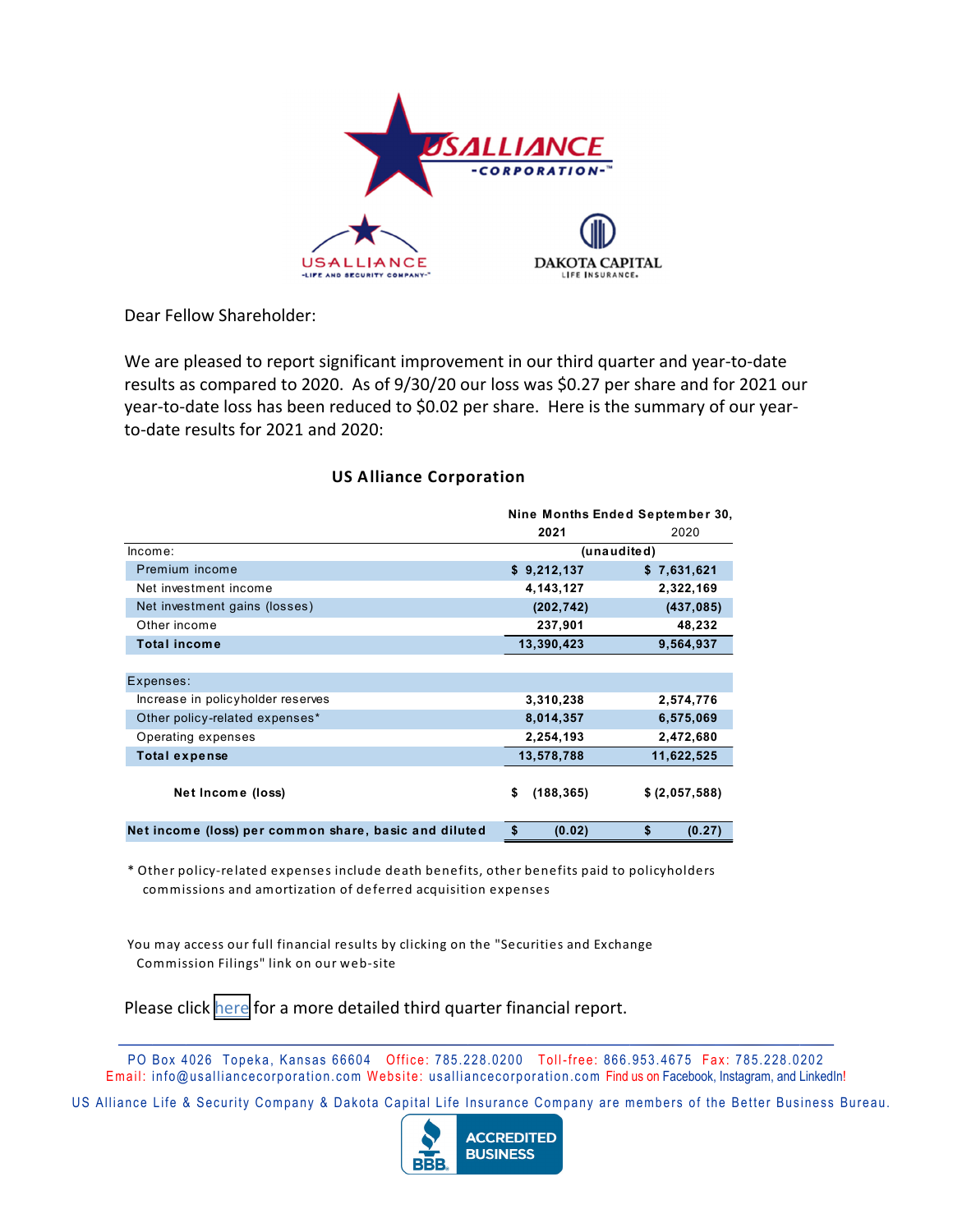Dear Fellow Shareholder:

We are pleased to report significant improvement in our third quarter and year-to-date results as compared to 2020. As of 9/30/20 our loss was $0.27 per share and for 2021 our year-to-date loss has been reduced to $0.02 per share. Here is the summary of our year-to-date results for 2021 and 2020:

### US Alliance Corporation

| | Nine Months Ended September 30, | |
|---|---|---|
| | **2021** | 2020 |
| Income: | (unaudited) | |
| Premium income | $ 9,212,137 | $ 7,631,621 |
| Net investment income | 4,143,127 | 2,322,169 |
| Net investment gains (losses) | (202,742) | (437,085) |
| Other income | 237,901 | 48,232 |
| **Total income** | 13,390,423 | 9,564,937 |
| | | |
| Expenses: | | |
| Increase in policyholder reserves | 3,310,238 | 2,574,776 |
| Other policy-related expenses* | 8,014,357 | 6,575,069 |
| Operating expenses | 2,254,193 | 2,472,680 |
| **Total expense** | 13,578,788 | 11,622,525 |
| | | |
| **Net Income (loss)** | $ (188,365) | $ (2,057,588) |
| | | |
| **Net income (loss) per common share, basic and diluted** | $ (0.02) | $ (0.27) |

\* Other policy-related expenses include death benefits, other benefits paid to policyholders commissions and amortization of deferred acquisition expenses

You may access our full financial results by clicking on the "Securities and Exchange Commission Filings" link on our web-site

Please click here for a more detailed third quarter financial report.

---

PO Box 4026 Topeka, Kansas 66604 Office: 785.228.0200 Toll-free: 866.953.4675 Fax: 785.228.0202
Email: info@usalliancecorporation.com Website: usalliancecorporation.com Find us on Facebook, Instagram, and LinkedIn!

US Alliance Life & Security Company & Dakota Capital Life Insurance Company are members of the Better Business Bureau.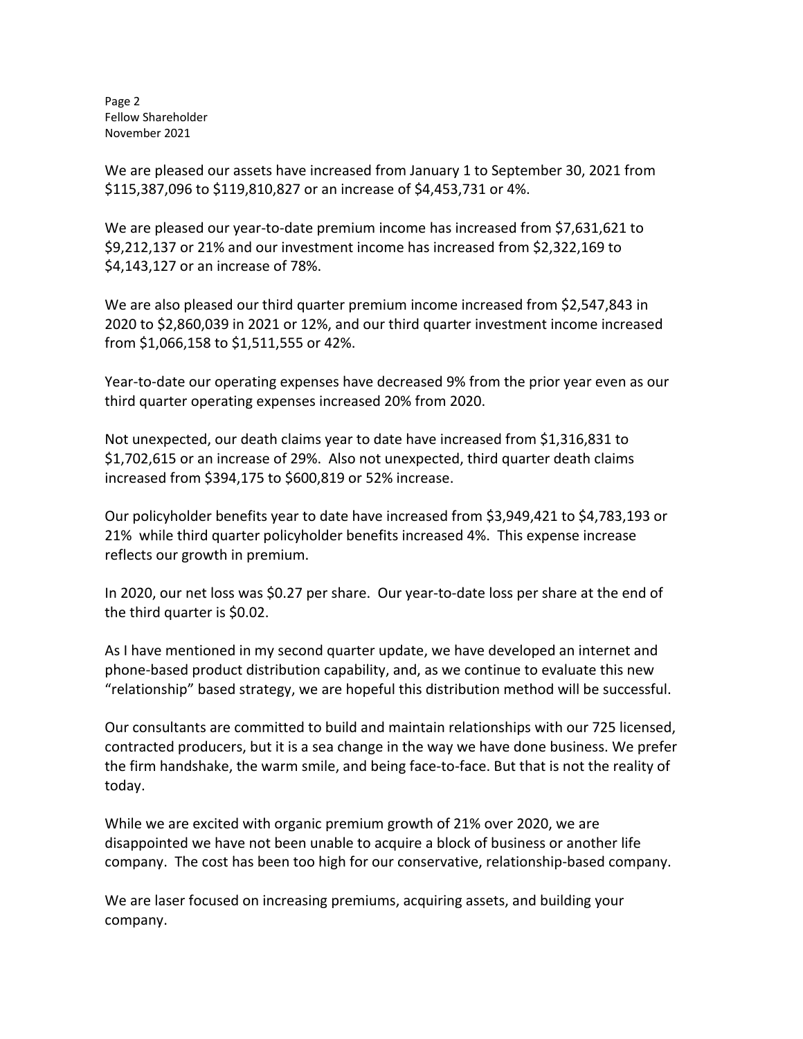We are pleased our assets have increased from January 1 to September 30, 2021 from $115,387,096 to $119,810,827 or an increase of $4,453,731 or 4%.

We are pleased our year-to-date premium income has increased from $7,631,621 to $9,212,137 or 21% and our investment income has increased from $2,322,169 to $4,143,127 or an increase of 78%.

We are also pleased our third quarter premium income increased from $2,547,843 in 2020 to $2,860,039 in 2021 or 12%, and our third quarter investment income increased from $1,066,158 to $1,511,555 or 42%.

Year-to-date our operating expenses have decreased 9% from the prior year even as our third quarter operating expenses increased 20% from 2020.

Not unexpected, our death claims year to date have increased from $1,316,831 to $1,702,615 or an increase of 29%. Also not unexpected, third quarter death claims increased from $394,175 to $600,819 or 52% increase.

Our policyholder benefits year to date have increased from $3,949,421 to $4,783,193 or 21% while third quarter policyholder benefits increased 4%. This expense increase reflects our growth in premium.

In 2020, our net loss was $0.27 per share. Our year-to-date loss per share at the end of the third quarter is $0.02.

As I have mentioned in my second quarter update, we have developed an internet and phone-based product distribution capability, and, as we continue to evaluate this new "relationship" based strategy, we are hopeful this distribution method will be successful.

Our consultants are committed to build and maintain relationships with our 725 licensed, contracted producers, but it is a sea change in the way we have done business. We prefer the firm handshake, the warm smile, and being face-to-face. But that is not the reality of today.

While we are excited with organic premium growth of 21% over 2020, we are disappointed we have not been unable to acquire a block of business or another life company. The cost has been too high for our conservative, relationship-based company.

We are laser focused on increasing premiums, acquiring assets, and building your company.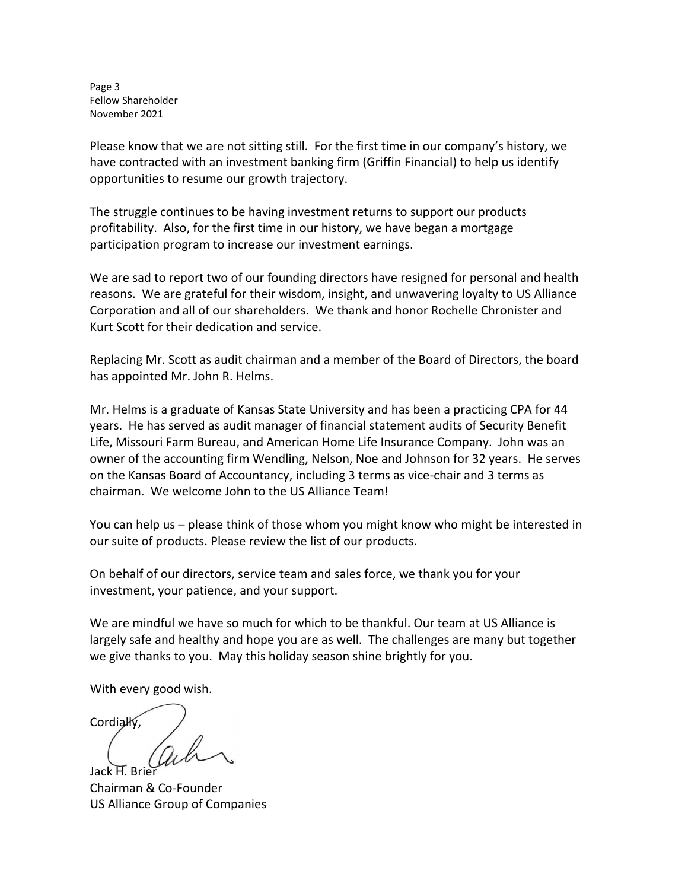Please know that we are not sitting still. For the first time in our company's history, we have contracted with an investment banking firm (Griffin Financial) to help us identify opportunities to resume our growth trajectory.

The struggle continues to be having investment returns to support our products profitability. Also, for the first time in our history, we have began a mortgage participation program to increase our investment earnings.

We are sad to report two of our founding directors have resigned for personal and health reasons. We are grateful for their wisdom, insight, and unwavering loyalty to US Alliance Corporation and all of our shareholders. We thank and honor Rochelle Chronister and Kurt Scott for their dedication and service.

Replacing Mr. Scott as audit chairman and a member of the Board of Directors, the board has appointed Mr. John R. Helms.

Mr. Helms is a graduate of Kansas State University and has been a practicing CPA for 44 years. He has served as audit manager of financial statement audits of Security Benefit Life, Missouri Farm Bureau, and American Home Life Insurance Company. John was an owner of the accounting firm Wendling, Nelson, Noe and Johnson for 32 years. He serves on the Kansas Board of Accountancy, including 3 terms as vice-chair and 3 terms as chairman. We welcome John to the US Alliance Team!

You can help us – please think of those whom you might know who might be interested in our suite of products. Please review the list of our products.

On behalf of our directors, service team and sales force, we thank you for your investment, your patience, and your support.

We are mindful we have so much for which to be thankful. Our team at US Alliance is largely safe and healthy and hope you are as well. The challenges are many but together we give thanks to you. May this holiday season shine brightly for you.

With every good wish.

Cordially,

Jack H. Brier
Chairman & Co-Founder
US Alliance Group of Companies